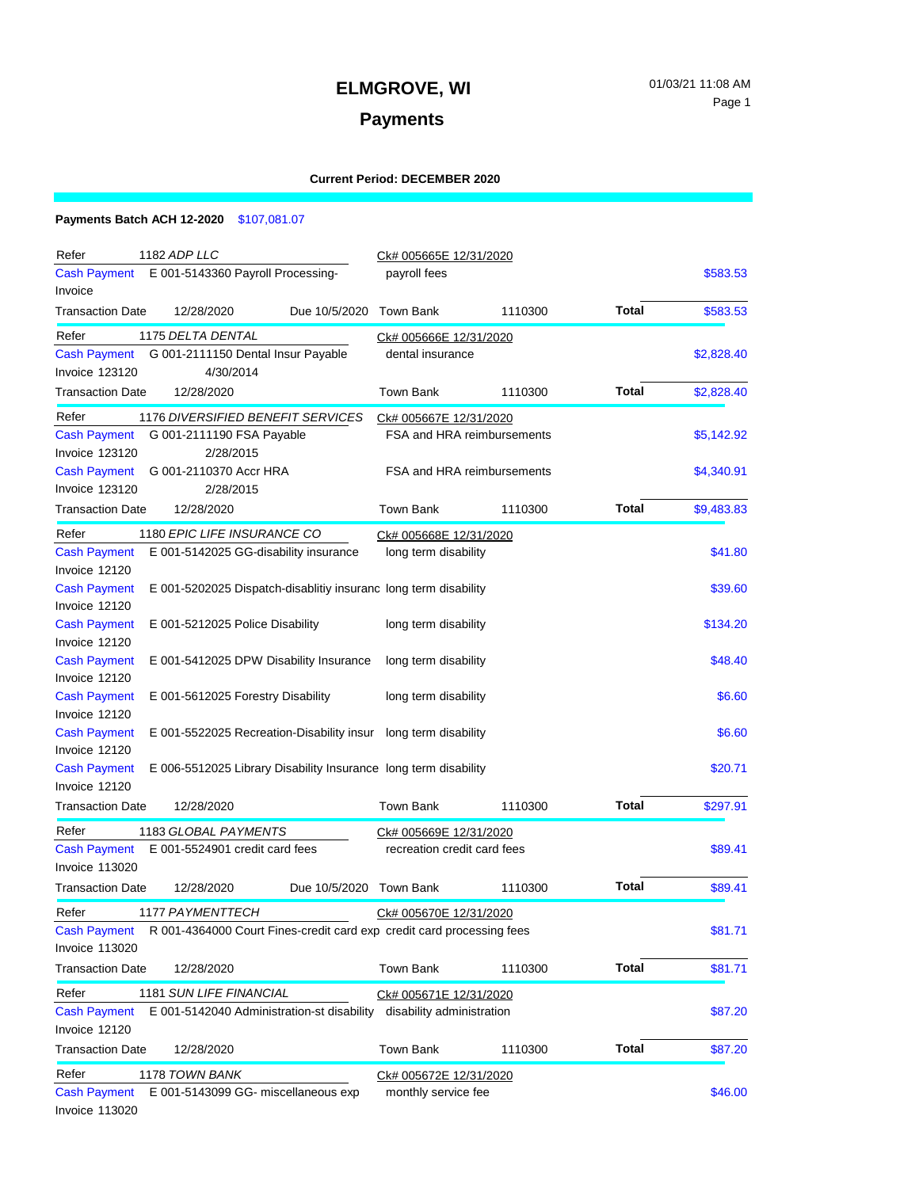# ELMGROVE, WI

## Payments

01/03/21 11:08 AM

**Current Period: DECEMBER 2020**

**Payments Batch ACH 12-2020** $107,081.07

| Refer | 1182 *ADP LLC* | | Ck# 005665E 12/31/2020 | | | |
|---|---|---|---|---|---|---|
| Cash Payment | E 001-5143360 Payroll Processing- | | payroll fees | | | $583.53 |
| Invoice | | | | | | |
| Transaction Date | 12/28/2020 | Due 10/5/2020 | Town Bank | 1110300 | **Total** | $583.53 |

| Refer | 1175 *DELTA DENTAL* | Ck# 005666E 12/31/2020 | | | |
|---|---|---|---|---|---|
| Cash Payment | G 001-2111150 Dental Insur Payable | dental insurance | | | $2,828.40 |
| Invoice 123120 | 4/30/2014 | | | | |
| Transaction Date | 12/28/2020 | Town Bank | 1110300 | **Total** | $2,828.40 |

| Refer | 1176 *DIVERSIFIED BENEFIT SERVICES* | Ck# 005667E 12/31/2020 | | | |
|---|---|---|---|---|---|
| Cash Payment | G 001-2111190 FSA Payable | FSA and HRA reimbursements | | | $5,142.92 |
| Invoice 123120 | 2/28/2015 | | | | |
| Cash Payment | G 001-2110370 Accr HRA | FSA and HRA reimbursements | | | $4,340.91 |
| Invoice 123120 | 2/28/2015 | | | | |
| Transaction Date | 12/28/2020 | Town Bank | 1110300 | **Total** | $9,483.83 |

| Refer | 1180 *EPIC LIFE INSURANCE CO* | Ck# 005668E 12/31/2020 | | | |
|---|---|---|---|---|---|
| Cash Payment | E 001-5142025 GG-disability insurance | long term disability | | | $41.80 |
| Invoice 12120 | | | | | |
| Cash Payment | E 001-5202025 Dispatch-disablitiy insuranc | long term disability | | | $39.60 |
| Invoice 12120 | | | | | |
| Cash Payment | E 001-5212025 Police Disability | long term disability | | | $134.20 |
| Invoice 12120 | | | | | |
| Cash Payment | E 001-5412025 DPW Disability Insurance | long term disability | | | $48.40 |
| Invoice 12120 | | | | | |
| Cash Payment | E 001-5612025 Forestry Disability | long term disability | | | $6.60 |
| Invoice 12120 | | | | | |
| Cash Payment | E 001-5522025 Recreation-Disability insur | long term disability | | | $6.60 |
| Invoice 12120 | | | | | |
| Cash Payment | E 006-5512025 Library Disability Insurance | long term disability | | | $20.71 |
| Invoice 12120 | | | | | |
| Transaction Date | 12/28/2020 | Town Bank | 1110300 | **Total** | $297.91 |

| Refer | 1183 *GLOBAL PAYMENTS* | | Ck# 005669E 12/31/2020 | | | |
|---|---|---|---|---|---|---|
| Cash Payment | E 001-5524901 credit card fees | | recreation credit card fees | | | $89.41 |
| Invoice 113020 | | | | | | |
| Transaction Date | 12/28/2020 | Due 10/5/2020 | Town Bank | 1110300 | **Total** | $89.41 |

| Refer | 1177 *PAYMENTTECH* | Ck# 005670E 12/31/2020 | | | |
|---|---|---|---|---|---|
| Cash Payment | R 001-4364000 Court Fines-credit card exp | credit card processing fees | | | $81.71 |
| Invoice 113020 | | | | | |
| Transaction Date | 12/28/2020 | Town Bank | 1110300 | **Total** | $81.71 |

| Refer | 1181 *SUN LIFE FINANCIAL* | Ck# 005671E 12/31/2020 | | | |
|---|---|---|---|---|---|
| Cash Payment | E 001-5142040 Administration-st disability | disability administration | | | $87.20 |
| Invoice 12120 | | | | | |
| Transaction Date | 12/28/2020 | Town Bank | 1110300 | **Total** | $87.20 |

| Refer | 1178 *TOWN BANK* | Ck# 005672E 12/31/2020 | |
|---|---|---|---|
| Cash Payment | E 001-5143099 GG- miscellaneous exp | monthly service fee | $46.00 |
| Invoice 113020 | | | |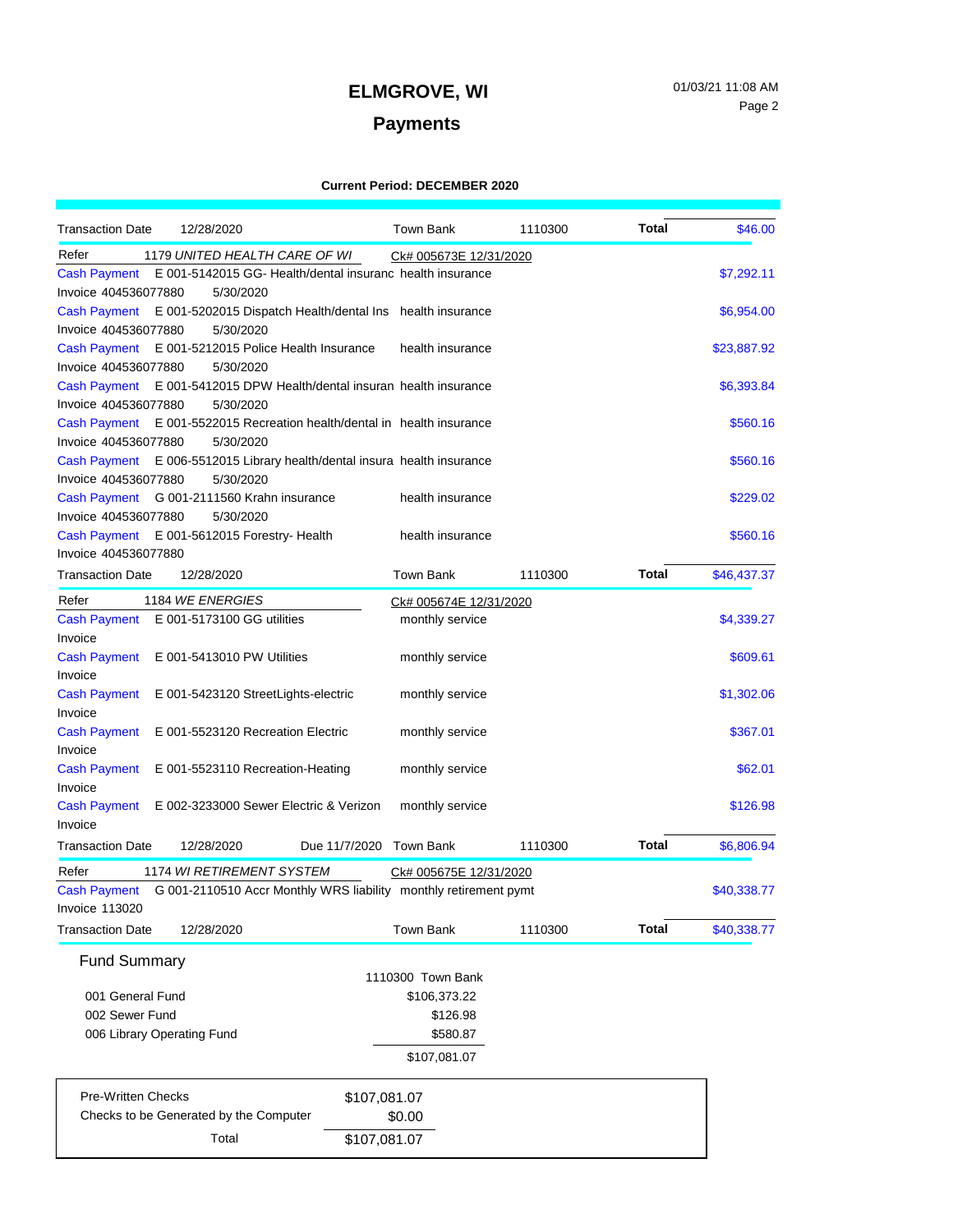# ELMGROVE, WI

## Payments

01/03/21 11:08 AM

**Current Period: DECEMBER 2020**

| | | | | | |
|---|---|---|---|---|---|
| Transaction Date | 12/28/2020 | Town Bank | 1110300 | **Total** | $46.00 |
| Refer | 1179 *UNITED HEALTH CARE OF WI* | Ck# 005673E 12/31/2020 | | | |
| Cash Payment | E 001-5142015 GG- Health/dental insuranc | health insurance | | | $7,292.11 |
| Invoice 404536077880 | 5/30/2020 | | | | |
| Cash Payment | E 001-5202015 Dispatch Health/dental Ins | health insurance | | | $6,954.00 |
| Invoice 404536077880 | 5/30/2020 | | | | |
| Cash Payment | E 001-5212015 Police Health Insurance | health insurance | | | $23,887.92 |
| Invoice 404536077880 | 5/30/2020 | | | | |
| Cash Payment | E 001-5412015 DPW Health/dental insuran | health insurance | | | $6,393.84 |
| Invoice 404536077880 | 5/30/2020 | | | | |
| Cash Payment | E 001-5522015 Recreation health/dental in | health insurance | | | $560.16 |
| Invoice 404536077880 | 5/30/2020 | | | | |
| Cash Payment | E 006-5512015 Library health/dental insura | health insurance | | | $560.16 |
| Invoice 404536077880 | 5/30/2020 | | | | |
| Cash Payment | G 001-2111560 Krahn insurance | health insurance | | | $229.02 |
| Invoice 404536077880 | 5/30/2020 | | | | |
| Cash Payment | E 001-5612015 Forestry- Health | health insurance | | | $560.16 |
| Invoice 404536077880 | | | | | |
| Transaction Date | 12/28/2020 | Town Bank | 1110300 | **Total** | $46,437.37 |
| Refer | 1184 *WE ENERGIES* | Ck# 005674E 12/31/2020 | | | |
| Cash Payment | E 001-5173100 GG utilities | monthly service | | | $4,339.27 |
| Invoice | | | | | |
| Cash Payment | E 001-5413010 PW Utilities | monthly service | | | $609.61 |
| Invoice | | | | | |
| Cash Payment | E 001-5423120 StreetLights-electric | monthly service | | | $1,302.06 |
| Invoice | | | | | |
| Cash Payment | E 001-5523120 Recreation Electric | monthly service | | | $367.01 |
| Invoice | | | | | |
| Cash Payment | E 001-5523110 Recreation-Heating | monthly service | | | $62.01 |
| Invoice | | | | | |
| Cash Payment | E 002-3233000 Sewer Electric & Verizon | monthly service | | | $126.98 |
| Invoice | | | | | |
| Transaction Date | 12/28/2020 Due 11/7/2020 | Town Bank | 1110300 | **Total** | $6,806.94 |
| Refer | 1174 *WI RETIREMENT SYSTEM* | Ck# 005675E 12/31/2020 | | | |
| Cash Payment | G 001-2110510 Accr Monthly WRS liability | monthly retirement pymt | | | $40,338.77 |
| Invoice 113020 | | | | | |
| Transaction Date | 12/28/2020 | Town Bank | 1110300 | **Total** | $40,338.77 |

### Fund Summary

| | 1110300 Town Bank |
|---|---|
| 001 General Fund | $106,373.22 |
| 002 Sewer Fund | $126.98 |
| 006 Library Operating Fund | $580.87 |
| | $107,081.07 |

| | |
|---|---|
| Pre-Written Checks | $107,081.07 |
| Checks to be Generated by the Computer | $0.00 |
| Total | $107,081.07 |